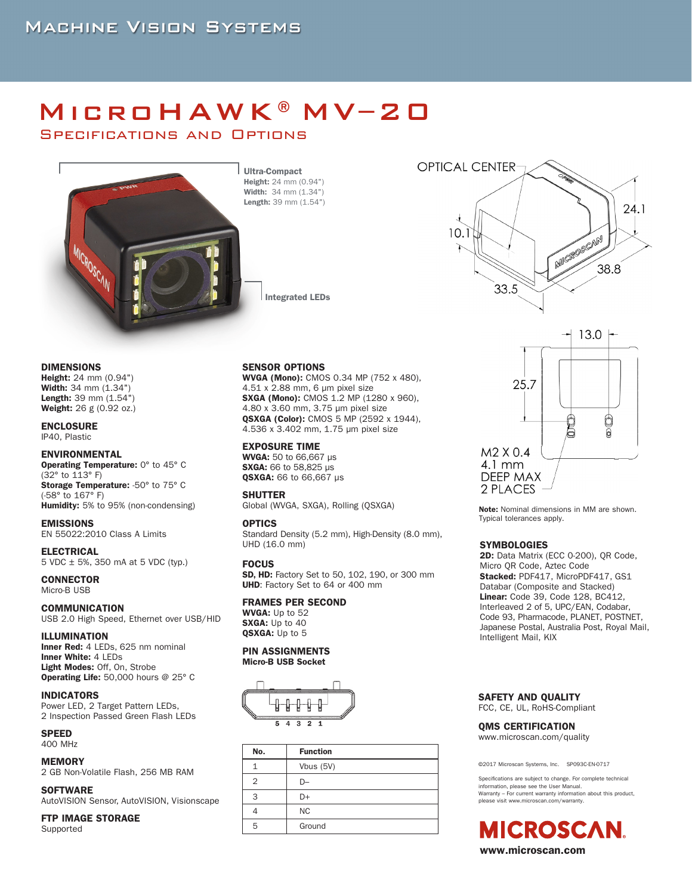# MicroHAWK® MV-20

## Specifications and Options

**Ultra-Compact**
**Height:** 24 mm (0.94")
**Width:** 34 mm (1.34")
**Length:** 39 mm (1.54")

**Integrated LEDs**

OPTICAL CENTER

10.1
24.1
38.8
33.5
13.0
25.7

M2 X 0.4
4.1 mm
DEEP MAX
2 PLACES

### DIMENSIONS
**Height:** 24 mm (0.94")
**Width:** 34 mm (1.34")
**Length:** 39 mm (1.54")
**Weight:** 26 g (0.92 oz.)

### ENCLOSURE
IP40, Plastic

### ENVIRONMENTAL
**Operating Temperature:** 0° to 45° C (32° to 113° F)
**Storage Temperature:** -50° to 75° C (-58° to 167° F)
**Humidity:** 5% to 95% (non-condensing)

### EMISSIONS
EN 55022:2010 Class A Limits

### ELECTRICAL
5 VDC ± 5%, 350 mA at 5 VDC (typ.)

### CONNECTOR
Micro-B USB

### COMMUNICATION
USB 2.0 High Speed, Ethernet over USB/HID

### ILLUMINATION
**Inner Red:** 4 LEDs, 625 nm nominal
**Inner White:** 4 LEDs
**Light Modes:** Off, On, Strobe
**Operating Life:** 50,000 hours @ 25° C

### INDICATORS
Power LED, 2 Target Pattern LEDs,
2 Inspection Passed Green Flash LEDs

### SPEED
400 MHz

### MEMORY
2 GB Non-Volatile Flash, 256 MB RAM

### SOFTWARE
AutoVISION Sensor, AutoVISION, Visionscape

### FTP IMAGE STORAGE
Supported

### SENSOR OPTIONS
**WVGA (Mono):** CMOS 0.34 MP (752 x 480), 4.51 x 2.88 mm, 6 µm pixel size
**SXGA (Mono):** CMOS 1.2 MP (1280 x 960), 4.80 x 3.60 mm, 3.75 µm pixel size
**QSXGA (Color):** CMOS 5 MP (2592 x 1944), 4.536 x 3.402 mm, 1.75 µm pixel size

### EXPOSURE TIME
**WVGA:** 50 to 66,667 µs
**SXGA:** 66 to 58,825 µs
**QSXGA:** 66 to 66,667 µs

### SHUTTER
Global (WVGA, SXGA), Rolling (QSXGA)

### OPTICS
Standard Density (5.2 mm), High-Density (8.0 mm), UHD (16.0 mm)

### FOCUS
**SD, HD:** Factory Set to 50, 102, 190, or 300 mm
**UHD**: Factory Set to 64 or 400 mm

### FRAMES PER SECOND
**WVGA:** Up to 52
**SXGA:** Up to 40
**QSXGA:** Up to 5

### PIN ASSIGNMENTS
**Micro-B USB Socket**

5 4 3 2 1

| No. | Function |
|---|---|
| 1 | Vbus (5V) |
| 2 | D– |
| 3 | D+ |
| 4 | NC |
| 5 | Ground |

**Note:** Nominal dimensions in MM are shown. Typical tolerances apply.

### SYMBOLOGIES
**2D:** Data Matrix (ECC 0-200), QR Code, Micro QR Code, Aztec Code
**Stacked:** PDF417, MicroPDF417, GS1 Databar (Composite and Stacked)
**Linear:** Code 39, Code 128, BC412, Interleaved 2 of 5, UPC/EAN, Codabar, Code 93, Pharmacode, PLANET, POSTNET, Japanese Postal, Australia Post, Royal Mail, Intelligent Mail, KIX

### SAFETY AND QUALITY
FCC, CE, UL, RoHS-Compliant

### QMS CERTIFICATION
www.microscan.com/quality

©2017 Microscan Systems, Inc. SP093C-EN-0717

Specifications are subject to change. For complete technical information, please see the User Manual.
Warranty – For current warranty information about this product, please visit www.microscan.com/warranty.

MICROSCAN
www.microscan.com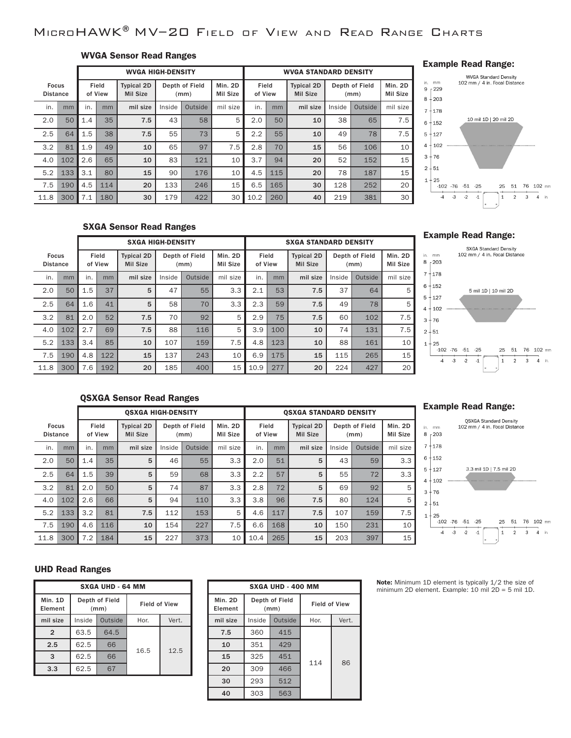# MicroHAWK® MV–20 Field of View and Read Range Charts

### WVGA Sensor Read Ranges

| Focus Distance | | WVGA HIGH-DENSITY | | | | | | WVGA STANDARD DENSITY | | | | | |
|---|---|---|---|---|---|---|---|---|---|---|---|---|---|
| | | Field of View | | Typical 2D Mil Size | Depth of Field (mm) | | Min. 2D Mil Size | Field of View | | Typical 2D Mil Size | Depth of Field (mm) | | Min. 2D Mil Size |
| in. | mm | in. | mm | mil size | Inside | Outside | mil size | in. | mm | mil size | Inside | Outside | mil size |
| 2.0 | 50 | 1.4 | 35 | 7.5 | 43 | 58 | 5 | 2.0 | 50 | 10 | 38 | 65 | 7.5 |
| 2.5 | 64 | 1.5 | 38 | 7.5 | 55 | 73 | 5 | 2.2 | 55 | 10 | 49 | 78 | 7.5 |
| 3.2 | 81 | 1.9 | 49 | 10 | 65 | 97 | 7.5 | 2.8 | 70 | 15 | 56 | 106 | 10 |
| 4.0 | 102 | 2.6 | 65 | 10 | 83 | 121 | 10 | 3.7 | 94 | 20 | 52 | 152 | 15 |
| 5.2 | 133 | 3.1 | 80 | 15 | 90 | 176 | 10 | 4.5 | 115 | 20 | 78 | 187 | 15 |
| 7.5 | 190 | 4.5 | 114 | 20 | 133 | 246 | 15 | 6.5 | 165 | 30 | 128 | 252 | 20 |
| 11.8 | 300 | 7.1 | 180 | 30 | 179 | 422 | 30 | 10.2 | 260 | 40 | 219 | 381 | 30 |

**Example Read Range:**

WVGA Standard Density
102 mm / 4 in. Focal Distance

10 mil 1D | 20 mil 2D

in. mm
9 229
8 203
7 178
6 152
5 127
4 102
3 76
2 51
1 25
-102 -76 -51 -25 25 51 76 102 mm
-4 -3 -2 -1 1 2 3 4 in.

### SXGA Sensor Read Ranges

| Focus Distance | | SXGA HIGH-DENSITY | | | | | | SXGA STANDARD DENSITY | | | | | |
|---|---|---|---|---|---|---|---|---|---|---|---|---|---|
| | | Field of View | | Typical 2D Mil Size | Depth of Field (mm) | | Min. 2D Mil Size | Field of View | | Typical 2D Mil Size | Depth of Field (mm) | | Min. 2D Mil Size |
| in. | mm | in. | mm | mil size | Inside | Outside | mil size | in. | mm | mil size | Inside | Outside | mil size |
| 2.0 | 50 | 1.5 | 37 | 5 | 47 | 55 | 3.3 | 2.1 | 53 | 7.5 | 37 | 64 | 5 |
| 2.5 | 64 | 1.6 | 41 | 5 | 58 | 70 | 3.3 | 2.3 | 59 | 7.5 | 49 | 78 | 5 |
| 3.2 | 81 | 2.0 | 52 | 7.5 | 70 | 92 | 5 | 2.9 | 75 | 7.5 | 60 | 102 | 7.5 |
| 4.0 | 102 | 2.7 | 69 | 7.5 | 88 | 116 | 5 | 3.9 | 100 | 10 | 74 | 131 | 7.5 |
| 5.2 | 133 | 3.4 | 85 | 10 | 107 | 159 | 7.5 | 4.8 | 123 | 10 | 88 | 161 | 10 |
| 7.5 | 190 | 4.8 | 122 | 15 | 137 | 243 | 10 | 6.9 | 175 | 15 | 115 | 265 | 15 |
| 11.8 | 300 | 7.6 | 192 | 20 | 185 | 400 | 15 | 10.9 | 277 | 20 | 224 | 427 | 20 |

**Example Read Range:**

SXGA Standard Density
102 mm / 4 in. Focal Distance

5 mil 1D | 10 mil 2D

in. mm
8 203
7 178
6 152
5 127
4 102
3 76
2 51
1 25
-102 -76 -51 -25 25 51 76 102 mm
-4 -3 -2 -1 1 2 3 4 in.

### QSXGA Sensor Read Ranges

| Focus Distance | | QSXGA HIGH-DENSITY | | | | | | QSXGA STANDARD DENSITY | | | | | |
|---|---|---|---|---|---|---|---|---|---|---|---|---|---|
| | | Field of View | | Typical 2D Mil Size | Depth of Field (mm) | | Min. 2D Mil Size | Field of View | | Typical 2D Mil Size | Depth of Field (mm) | | Min. 2D Mil Size |
| in. | mm | in. | mm | mil size | Inside | Outside | mil size | in. | mm | mil size | Inside | Outside | mil size |
| 2.0 | 50 | 1.4 | 35 | 5 | 46 | 55 | 3.3 | 2.0 | 51 | 5 | 43 | 59 | 3.3 |
| 2.5 | 64 | 1.5 | 39 | 5 | 59 | 68 | 3.3 | 2.2 | 57 | 5 | 55 | 72 | 3.3 |
| 3.2 | 81 | 2.0 | 50 | 5 | 74 | 87 | 3.3 | 2.8 | 72 | 5 | 69 | 92 | 5 |
| 4.0 | 102 | 2.6 | 66 | 5 | 94 | 110 | 3.3 | 3.8 | 96 | 7.5 | 80 | 124 | 5 |
| 5.2 | 133 | 3.2 | 81 | 7.5 | 112 | 153 | 5 | 4.6 | 117 | 7.5 | 107 | 159 | 7.5 |
| 7.5 | 190 | 4.6 | 116 | 10 | 154 | 227 | 7.5 | 6.6 | 168 | 10 | 150 | 231 | 10 |
| 11.8 | 300 | 7.2 | 184 | 15 | 227 | 373 | 10 | 10.4 | 265 | 15 | 203 | 397 | 15 |

**Example Read Range:**

QSXGA Standard Density
102 mm / 4 in. Focal Distance

3.3 mil 1D | 7.5 mil 2D

in. mm
8 203
7 178
6 152
5 127
4 102
3 76
2 51
1 25
-102 -76 -51 -25 25 51 76 102 mm
-4 -3 -2 -1 1 2 3 4 in.

### UHD Read Ranges

| SXGA UHD - 64 MM | | | | |
|---|---|---|---|---|
| Min. 1D Element | Depth of Field (mm) | | Field of View | |
| mil size | Inside | Outside | Hor. | Vert. |
| 2 | 63.5 | 64.5 | 16.5 | 12.5 |
| 2.5 | 62.5 | 66 | | |
| 3 | 62.5 | 66 | | |
| 3.3 | 62.5 | 67 | | |

| SXGA UHD - 400 MM | | | | |
|---|---|---|---|---|
| Min. 2D Element | Depth of Field (mm) | | Field of View | |
| mil size | Inside | Outside | Hor. | Vert. |
| 7.5 | 360 | 415 | 114 | 86 |
| 10 | 351 | 429 | | |
| 15 | 325 | 451 | | |
| 20 | 309 | 466 | | |
| 30 | 293 | 512 | | |
| 40 | 303 | 563 | | |

**Note:** Minimum 1D element is typically 1/2 the size of minimum 2D element. Example: 10 mil 2D = 5 mil 1D.